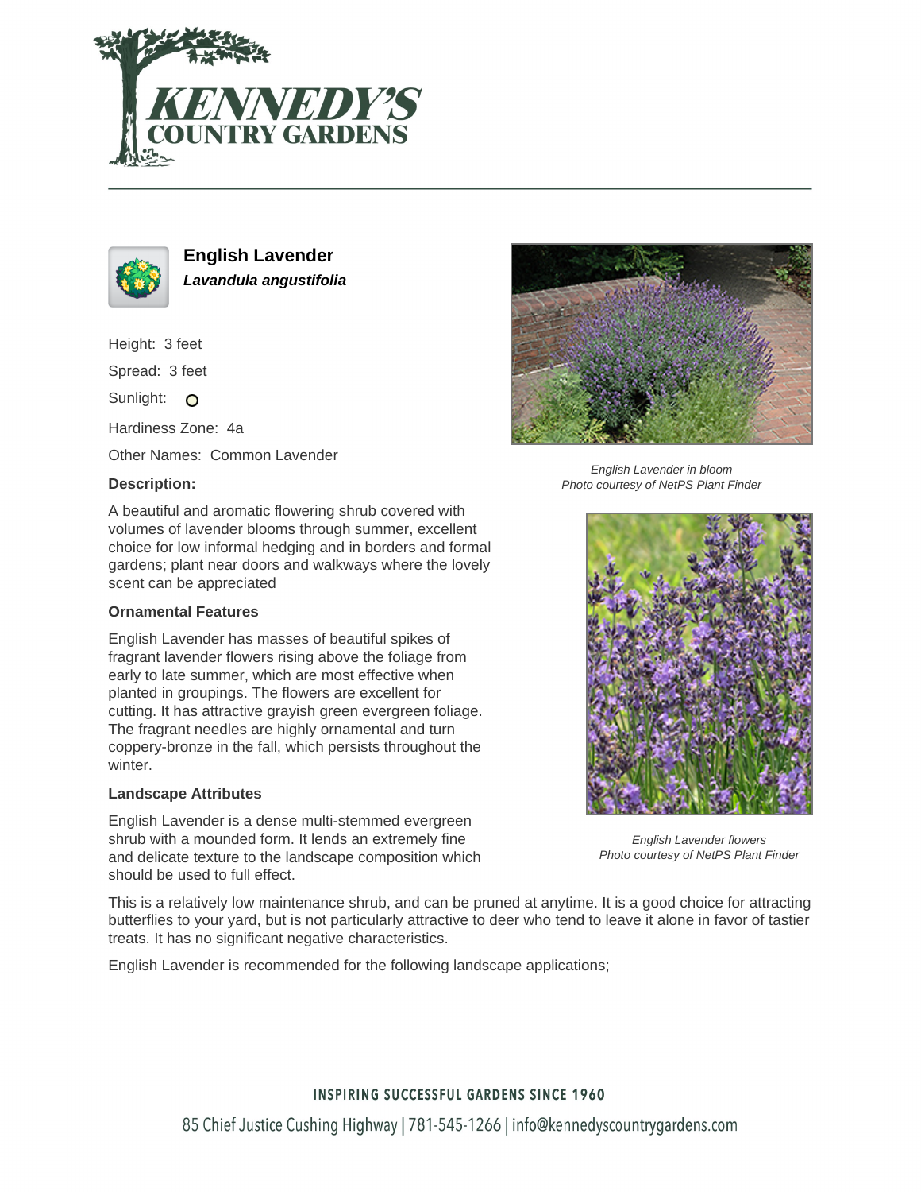# English Lavender

***Lavandula angustifolia***

Height: 3 feet

Spread: 3 feet

Sunlight: O

Hardiness Zone: 4a

Other Names: Common Lavender

**Description:**

A beautiful and aromatic flowering shrub covered with volumes of lavender blooms through summer, excellent choice for low informal hedging and in borders and formal gardens; plant near doors and walkways where the lovely scent can be appreciated

### Ornamental Features

English Lavender has masses of beautiful spikes of fragrant lavender flowers rising above the foliage from early to late summer, which are most effective when planted in groupings. The flowers are excellent for cutting. It has attractive grayish green evergreen foliage. The fragrant needles are highly ornamental and turn coppery-bronze in the fall, which persists throughout the winter.

### Landscape Attributes

English Lavender is a dense multi-stemmed evergreen shrub with a mounded form. It lends an extremely fine and delicate texture to the landscape composition which should be used to full effect.

This is a relatively low maintenance shrub, and can be pruned at anytime. It is a good choice for attracting butterflies to your yard, but is not particularly attractive to deer who tend to leave it alone in favor of tastier treats. It has no significant negative characteristics.

English Lavender is recommended for the following landscape applications;

*English Lavender in bloom*
*Photo courtesy of NetPS Plant Finder*

*English Lavender flowers*
*Photo courtesy of NetPS Plant Finder*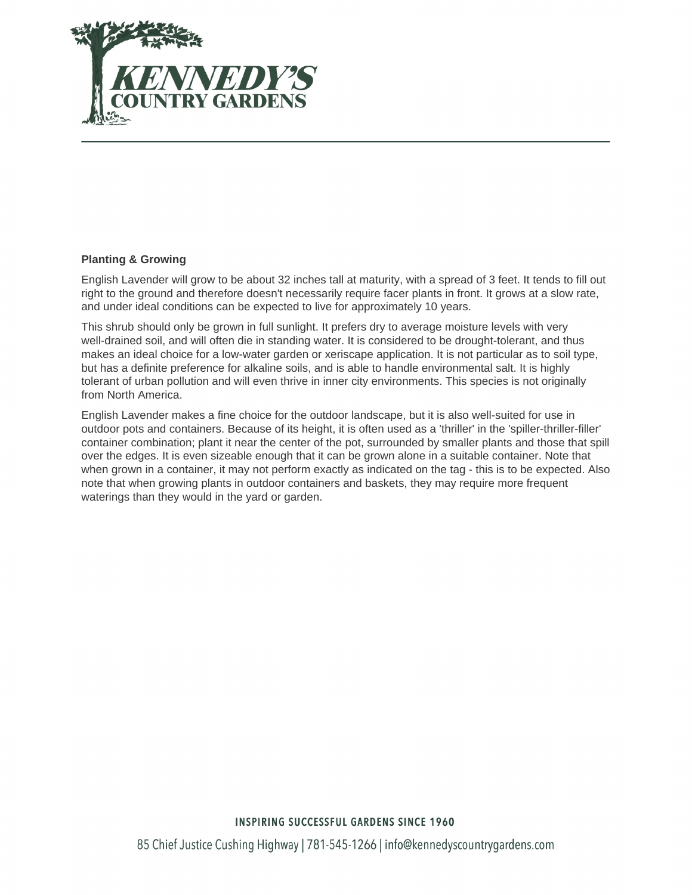**Planting & Growing**

English Lavender will grow to be about 32 inches tall at maturity, with a spread of 3 feet. It tends to fill out right to the ground and therefore doesn't necessarily require facer plants in front. It grows at a slow rate, and under ideal conditions can be expected to live for approximately 10 years.

This shrub should only be grown in full sunlight. It prefers dry to average moisture levels with very well-drained soil, and will often die in standing water. It is considered to be drought-tolerant, and thus makes an ideal choice for a low-water garden or xeriscape application. It is not particular as to soil type, but has a definite preference for alkaline soils, and is able to handle environmental salt. It is highly tolerant of urban pollution and will even thrive in inner city environments. This species is not originally from North America.

English Lavender makes a fine choice for the outdoor landscape, but it is also well-suited for use in outdoor pots and containers. Because of its height, it is often used as a 'thriller' in the 'spiller-thriller-filler' container combination; plant it near the center of the pot, surrounded by smaller plants and those that spill over the edges. It is even sizeable enough that it can be grown alone in a suitable container. Note that when grown in a container, it may not perform exactly as indicated on the tag - this is to be expected. Also note that when growing plants in outdoor containers and baskets, they may require more frequent waterings than they would in the yard or garden.